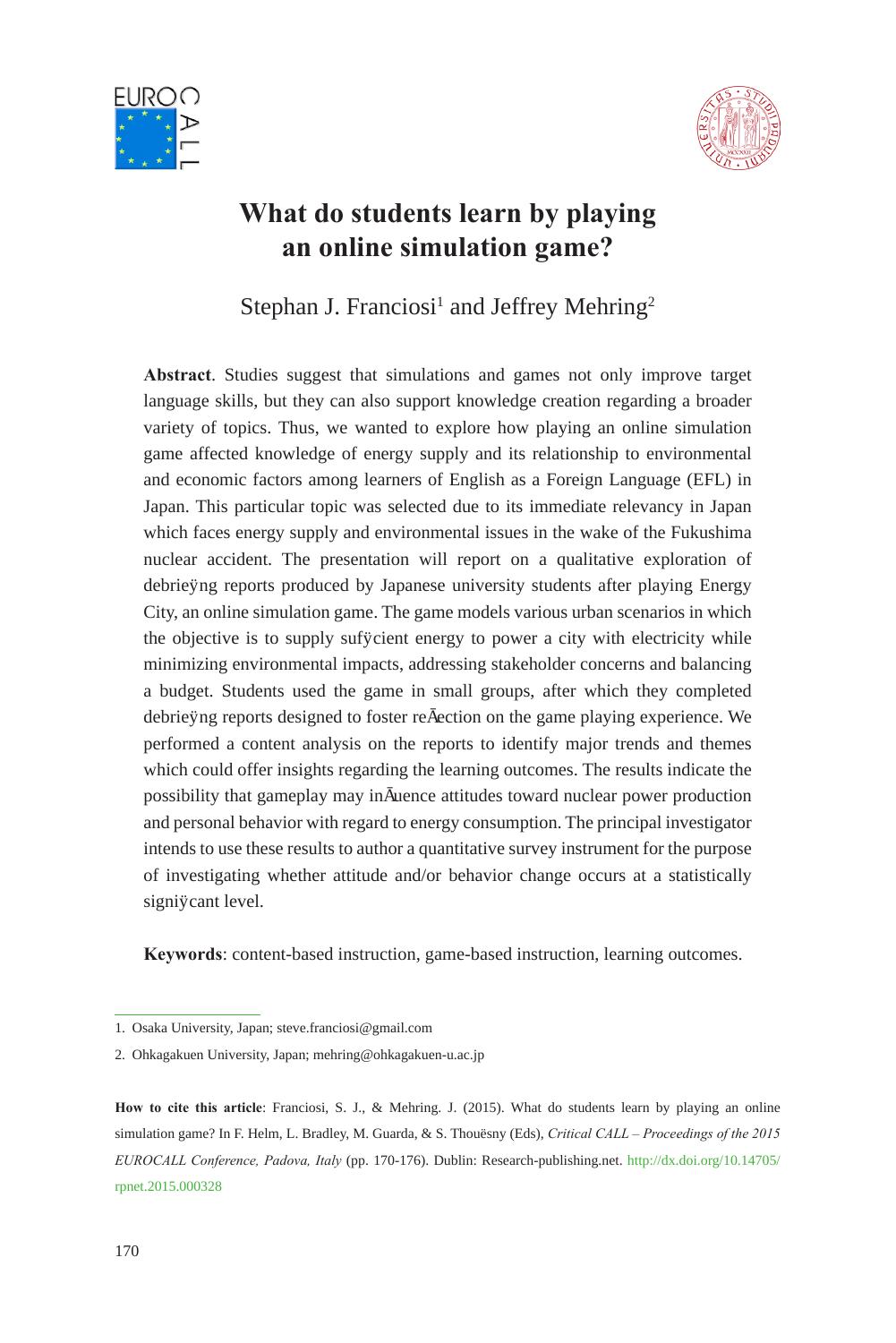# What do students learn by playing an online simulation game?

Stephan J. Franciosi[1] and Jeffrey Mehring[2]

**Abstract**. Studies suggest that simulations and games not only improve target language skills, but they can also support knowledge creation regarding a broader variety of topics. Thus, we wanted to explore how playing an online simulation game affected knowledge of energy supply and its relationship to environmental and economic factors among learners of English as a Foreign Language (EFL) in Japan. This particular topic was selected due to its immediate relevancy in Japan which faces energy supply and environmental issues in the wake of the Fukushima nuclear accident. The presentation will report on a qualitative exploration of debriefing reports produced by Japanese university students after playing Energy City, an online simulation game. The game models various urban scenarios in which the objective is to supply sufficient energy to power a city with electricity while minimizing environmental impacts, addressing stakeholder concerns and balancing a budget. Students used the game in small groups, after which they completed debriefing reports designed to foster reflection on the game playing experience. We performed a content analysis on the reports to identify major trends and themes which could offer insights regarding the learning outcomes. The results indicate the possibility that gameplay may influence attitudes toward nuclear power production and personal behavior with regard to energy consumption. The principal investigator intends to use these results to author a quantitative survey instrument for the purpose of investigating whether attitude and/or behavior change occurs at a statistically significant level.

**Keywords**: content-based instruction, game-based instruction, learning outcomes.

1. Osaka University, Japan; steve.franciosi@gmail.com

2. Ohkagakuen University, Japan; mehring@ohkagakuen-u.ac.jp

**How to cite this article**: Franciosi, S. J., & Mehring. J. (2015). What do students learn by playing an online simulation game? In F. Helm, L. Bradley, M. Guarda, & S. Thouësny (Eds), *Critical CALL – Proceedings of the 2015 EUROCALL Conference, Padova, Italy* (pp. 170-176). Dublin: Research-publishing.net. http://dx.doi.org/10.14705/rpnet.2015.000328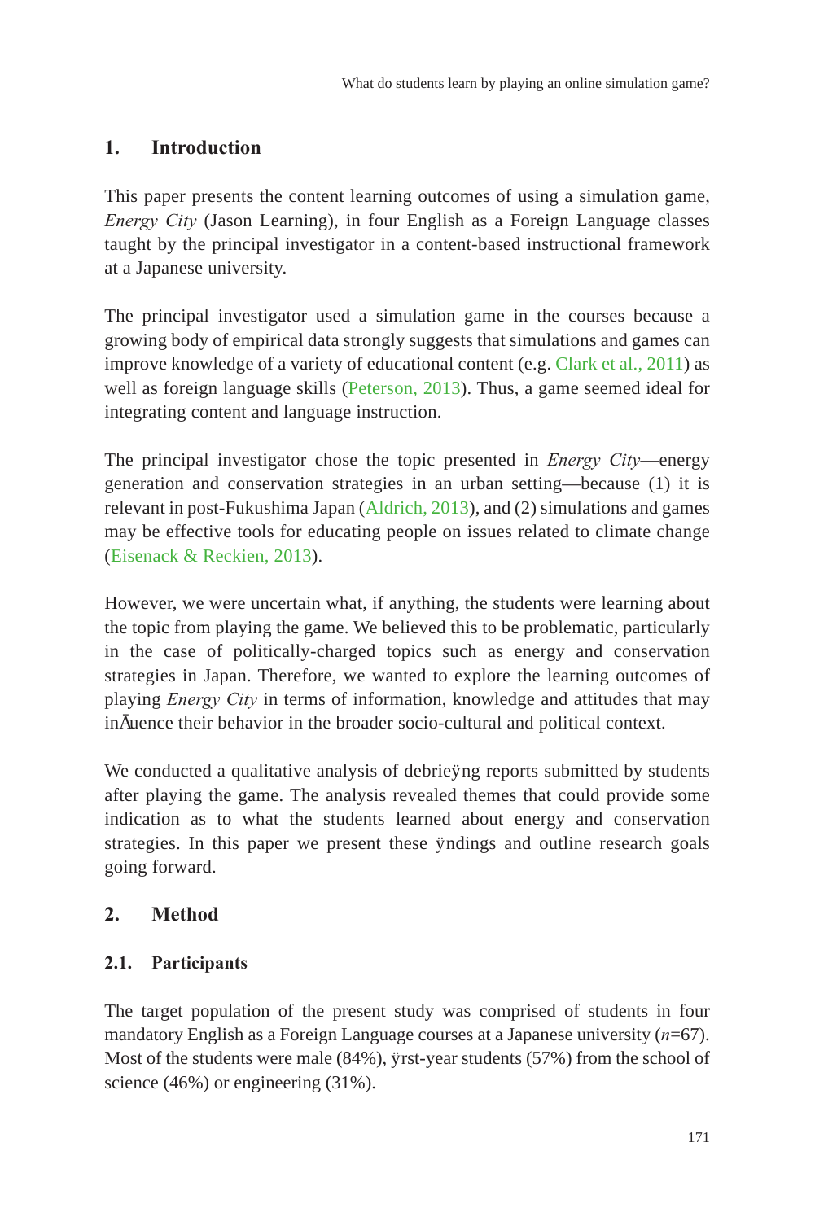## 1. Introduction

This paper presents the content learning outcomes of using a simulation game, *Energy City* (Jason Learning), in four English as a Foreign Language classes taught by the principal investigator in a content-based instructional framework at a Japanese university.

The principal investigator used a simulation game in the courses because a growing body of empirical data strongly suggests that simulations and games can improve knowledge of a variety of educational content (e.g. Clark et al., 2011) as well as foreign language skills (Peterson, 2013). Thus, a game seemed ideal for integrating content and language instruction.

The principal investigator chose the topic presented in *Energy City*—energy generation and conservation strategies in an urban setting—because (1) it is relevant in post-Fukushima Japan (Aldrich, 2013), and (2) simulations and games may be effective tools for educating people on issues related to climate change (Eisenack & Reckien, 2013).

However, we were uncertain what, if anything, the students were learning about the topic from playing the game. We believed this to be problematic, particularly in the case of politically-charged topics such as energy and conservation strategies in Japan. Therefore, we wanted to explore the learning outcomes of playing *Energy City* in terms of information, knowledge and attitudes that may influence their behavior in the broader socio-cultural and political context.

We conducted a qualitative analysis of debriefing reports submitted by students after playing the game. The analysis revealed themes that could provide some indication as to what the students learned about energy and conservation strategies. In this paper we present these findings and outline research goals going forward.

## 2. Method

### 2.1. Participants

The target population of the present study was comprised of students in four mandatory English as a Foreign Language courses at a Japanese university ($n$=67). Most of the students were male (84%), first-year students (57%) from the school of science (46%) or engineering (31%).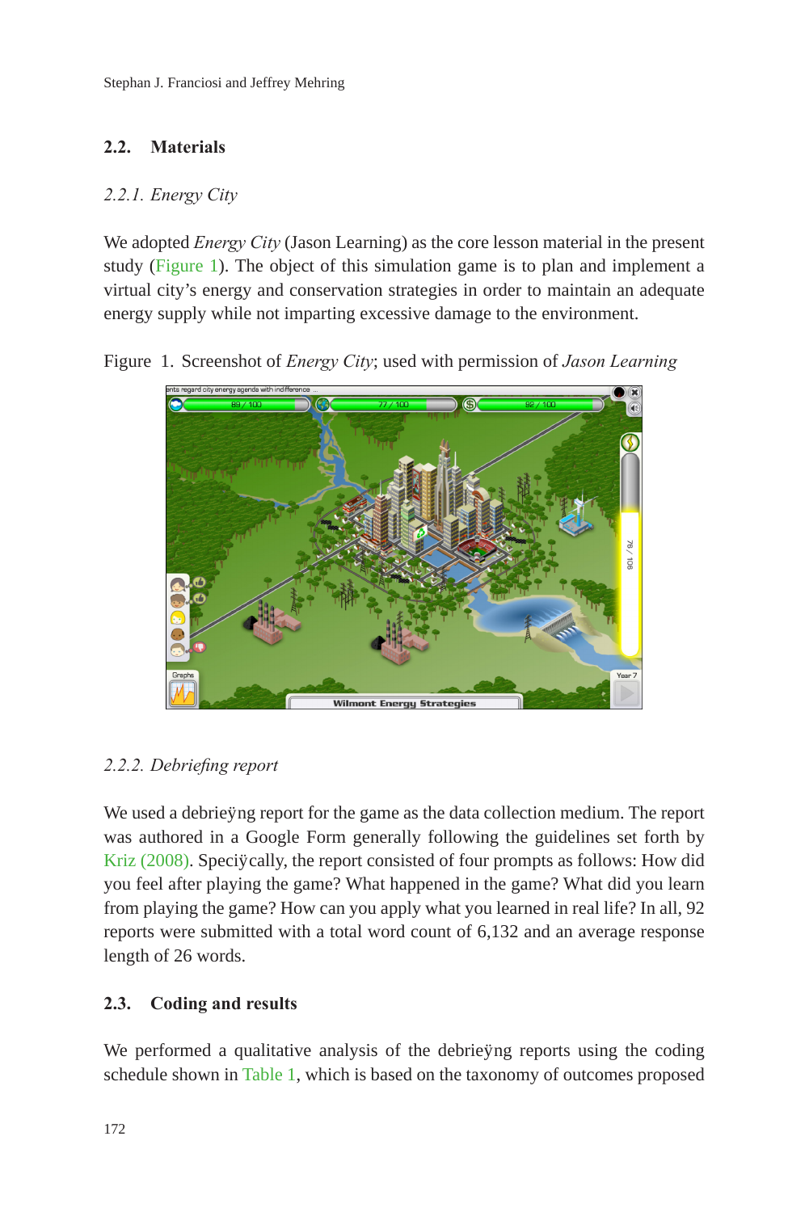## 2.2. Materials

### 2.2.1. *Energy City*

We adopted *Energy City* (Jason Learning) as the core lesson material in the present study (Figure 1). The object of this simulation game is to plan and implement a virtual city's energy and conservation strategies in order to maintain an adequate energy supply while not imparting excessive damage to the environment.

Figure 1. Screenshot of *Energy City*; used with permission of *Jason Learning*

### 2.2.2. *Debriefing report*

We used a debrieÿng report for the game as the data collection medium. The report was authored in a Google Form generally following the guidelines set forth by Kriz (2008). Speciÿcally, the report consisted of four prompts as follows: How did you feel after playing the game? What happened in the game? What did you learn from playing the game? How can you apply what you learned in real life? In all, 92 reports were submitted with a total word count of 6,132 and an average response length of 26 words.

## 2.3. Coding and results

We performed a qualitative analysis of the debrieÿng reports using the coding schedule shown in Table 1, which is based on the taxonomy of outcomes proposed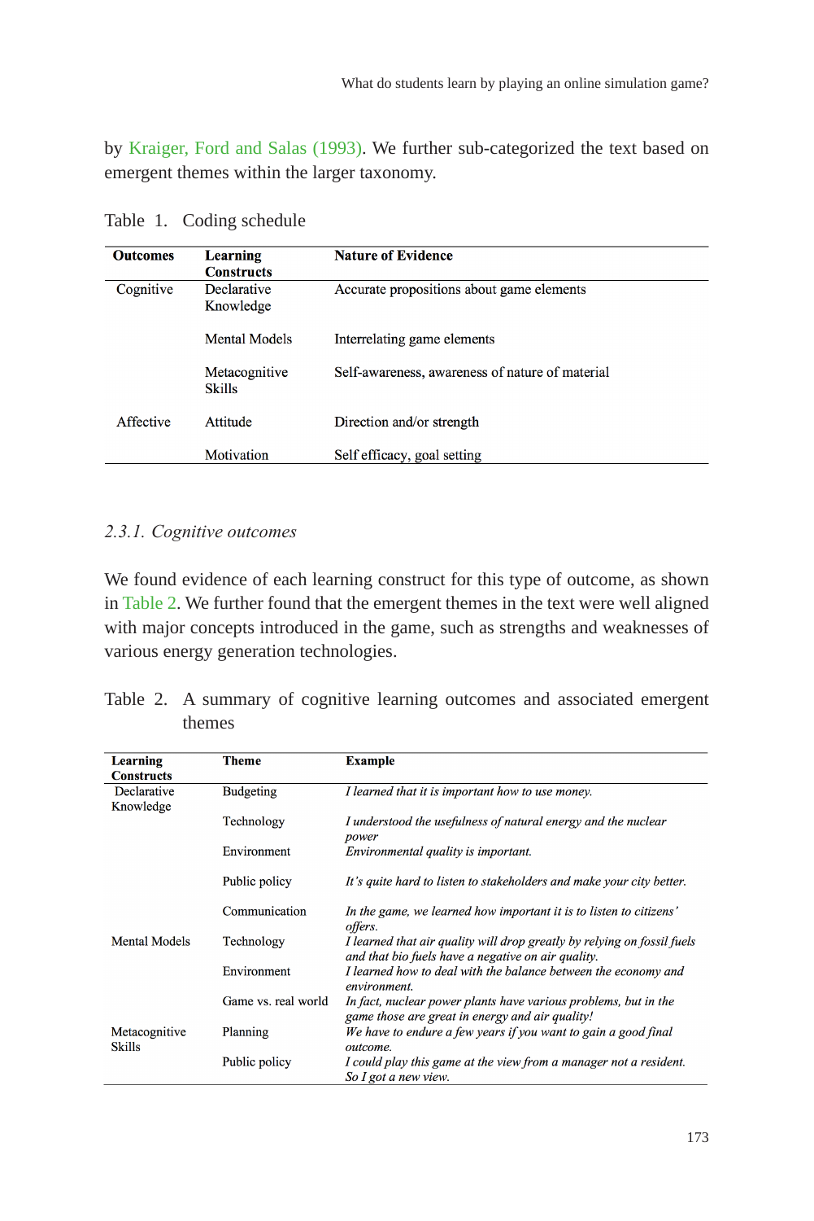by Kraiger, Ford and Salas (1993). We further sub-categorized the text based on emergent themes within the larger taxonomy.

Table 1. Coding schedule

| **Outcomes** | **Learning Constructs** | **Nature of Evidence** |
|---|---|---|
| Cognitive | Declarative Knowledge | Accurate propositions about game elements |
| | Mental Models | Interrelating game elements |
| | Metacognitive Skills | Self-awareness, awareness of nature of material |
| Affective | Attitude | Direction and/or strength |
| | Motivation | Self efficacy, goal setting |

### *2.3.1. Cognitive outcomes*

We found evidence of each learning construct for this type of outcome, as shown in Table 2. We further found that the emergent themes in the text were well aligned with major concepts introduced in the game, such as strengths and weaknesses of various energy generation technologies.

Table 2. A summary of cognitive learning outcomes and associated emergent themes

| **Learning Constructs** | **Theme** | **Example** |
|---|---|---|
| Declarative Knowledge | Budgeting | *I learned that it is important how to use money.* |
| | Technology | *I understood the usefulness of natural energy and the nuclear power* |
| | Environment | *Environmental quality is important.* |
| | Public policy | *It's quite hard to listen to stakeholders and make your city better.* |
| | Communication | *In the game, we learned how important it is to listen to citizens' offers.* |
| Mental Models | Technology | *I learned that air quality will drop greatly by relying on fossil fuels and that bio fuels have a negative on air quality.* |
| | Environment | *I learned how to deal with the balance between the economy and environment.* |
| | Game vs. real world | *In fact, nuclear power plants have various problems, but in the game those are great in energy and air quality!* |
| Metacognitive Skills | Planning | *We have to endure a few years if you want to gain a good final outcome.* |
| | Public policy | *I could play this game at the view from a manager not a resident. So I got a new view.* |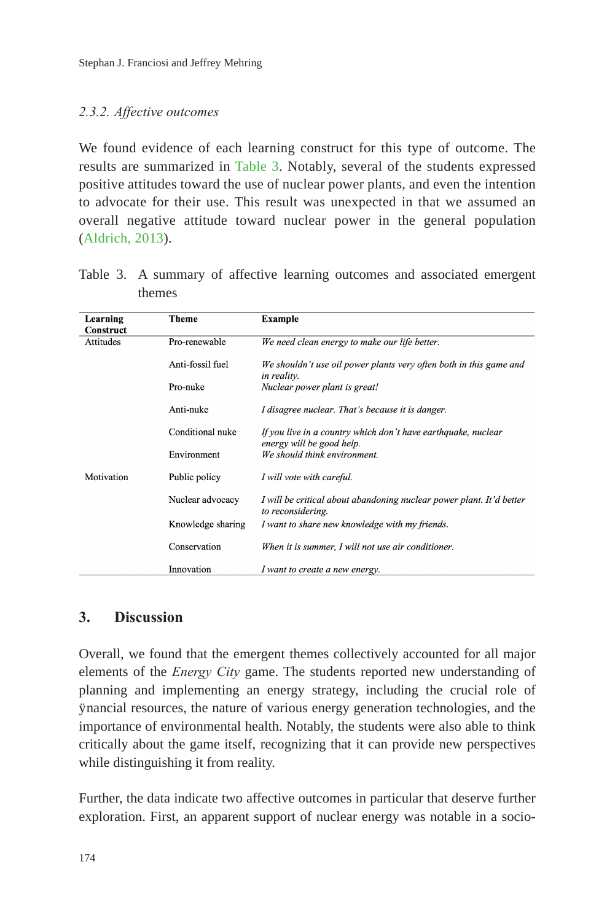### 2.3.2. *Affective outcomes*

We found evidence of each learning construct for this type of outcome. The results are summarized in Table 3. Notably, several of the students expressed positive attitudes toward the use of nuclear power plants, and even the intention to advocate for their use. This result was unexpected in that we assumed an overall negative attitude toward nuclear power in the general population (Aldrich, 2013).

Table 3. A summary of affective learning outcomes and associated emergent themes

| Learning Construct | Theme | Example |
|---|---|---|
| Attitudes | Pro-renewable | *We need clean energy to make our life better.* |
| | Anti-fossil fuel | *We shouldn't use oil power plants very often both in this game and in reality.* |
| | Pro-nuke | *Nuclear power plant is great!* |
| | Anti-nuke | *I disagree nuclear. That's because it is danger.* |
| | Conditional nuke | *If you live in a country which don't have earthquake, nuclear energy will be good help.* |
| | Environment | *We should think environment.* |
| Motivation | Public policy | *I will vote with careful.* |
| | Nuclear advocacy | *I will be critical about abandoning nuclear power plant. It'd better to reconsidering.* |
| | Knowledge sharing | *I want to share new knowledge with my friends.* |
| | Conservation | *When it is summer, I will not use air conditioner.* |
| | Innovation | *I want to create a new energy.* |

## 3. Discussion

Overall, we found that the emergent themes collectively accounted for all major elements of the *Energy City* game. The students reported new understanding of planning and implementing an energy strategy, including the crucial role of ÿnancial resources, the nature of various energy generation technologies, and the importance of environmental health. Notably, the students were also able to think critically about the game itself, recognizing that it can provide new perspectives while distinguishing it from reality.

Further, the data indicate two affective outcomes in particular that deserve further exploration. First, an apparent support of nuclear energy was notable in a socio-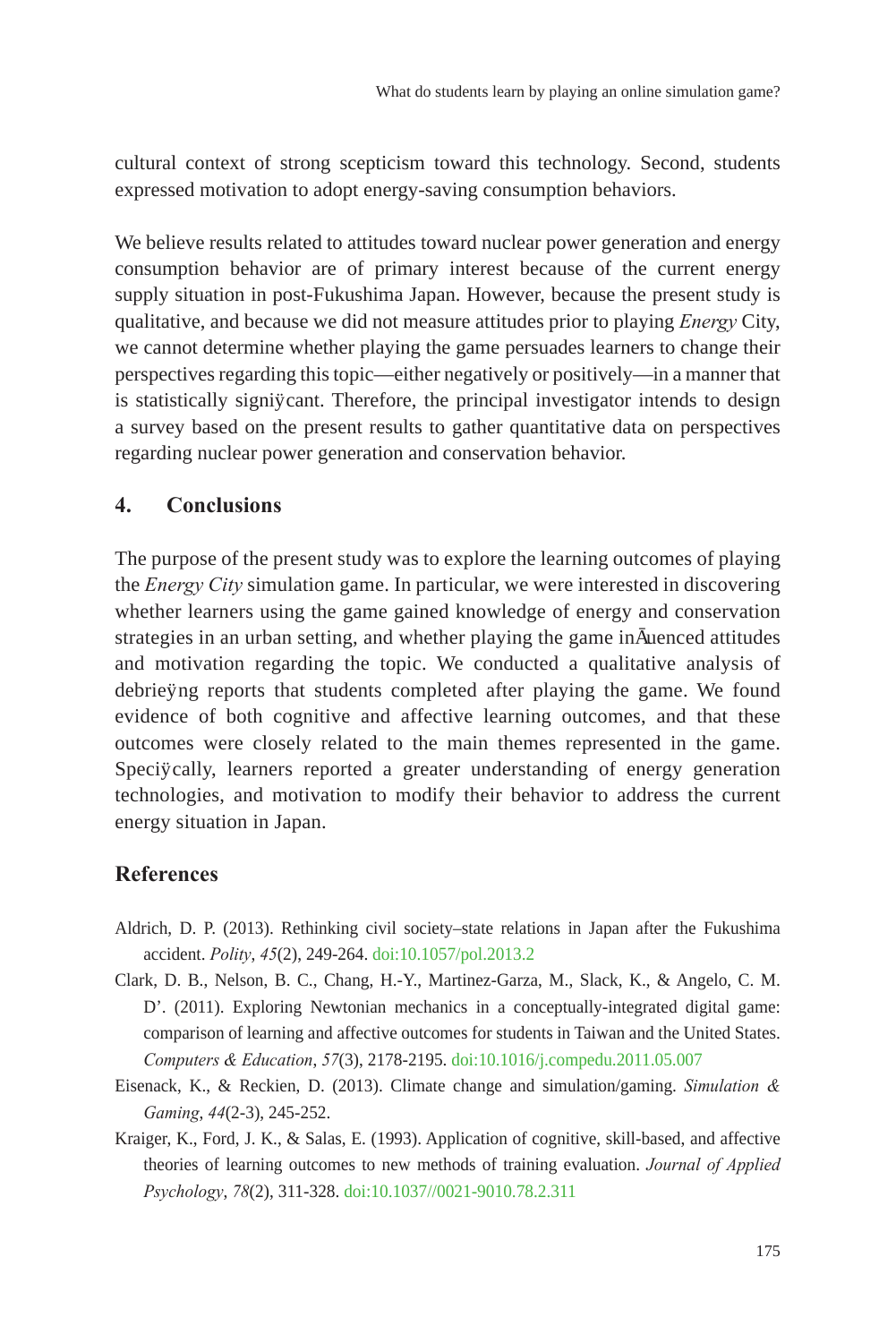cultural context of strong scepticism toward this technology. Second, students expressed motivation to adopt energy-saving consumption behaviors.

We believe results related to attitudes toward nuclear power generation and energy consumption behavior are of primary interest because of the current energy supply situation in post-Fukushima Japan. However, because the present study is qualitative, and because we did not measure attitudes prior to playing *Energy* City, we cannot determine whether playing the game persuades learners to change their perspectives regarding this topic—either negatively or positively—in a manner that is statistically significant. Therefore, the principal investigator intends to design a survey based on the present results to gather quantitative data on perspectives regarding nuclear power generation and conservation behavior.

## 4. Conclusions

The purpose of the present study was to explore the learning outcomes of playing the *Energy City* simulation game. In particular, we were interested in discovering whether learners using the game gained knowledge of energy and conservation strategies in an urban setting, and whether playing the game influenced attitudes and motivation regarding the topic. We conducted a qualitative analysis of debriefing reports that students completed after playing the game. We found evidence of both cognitive and affective learning outcomes, and that these outcomes were closely related to the main themes represented in the game. Specifically, learners reported a greater understanding of energy generation technologies, and motivation to modify their behavior to address the current energy situation in Japan.

## References

Aldrich, D. P. (2013). Rethinking civil society–state relations in Japan after the Fukushima accident. *Polity*, *45*(2), 249-264. doi:10.1057/pol.2013.2

Clark, D. B., Nelson, B. C., Chang, H.-Y., Martinez-Garza, M., Slack, K., & Angelo, C. M. D'. (2011). Exploring Newtonian mechanics in a conceptually-integrated digital game: comparison of learning and affective outcomes for students in Taiwan and the United States. *Computers & Education*, *57*(3), 2178-2195. doi:10.1016/j.compedu.2011.05.007

Eisenack, K., & Reckien, D. (2013). Climate change and simulation/gaming. *Simulation & Gaming*, *44*(2-3), 245-252.

Kraiger, K., Ford, J. K., & Salas, E. (1993). Application of cognitive, skill-based, and affective theories of learning outcomes to new methods of training evaluation. *Journal of Applied Psychology*, *78*(2), 311-328. doi:10.1037//0021-9010.78.2.311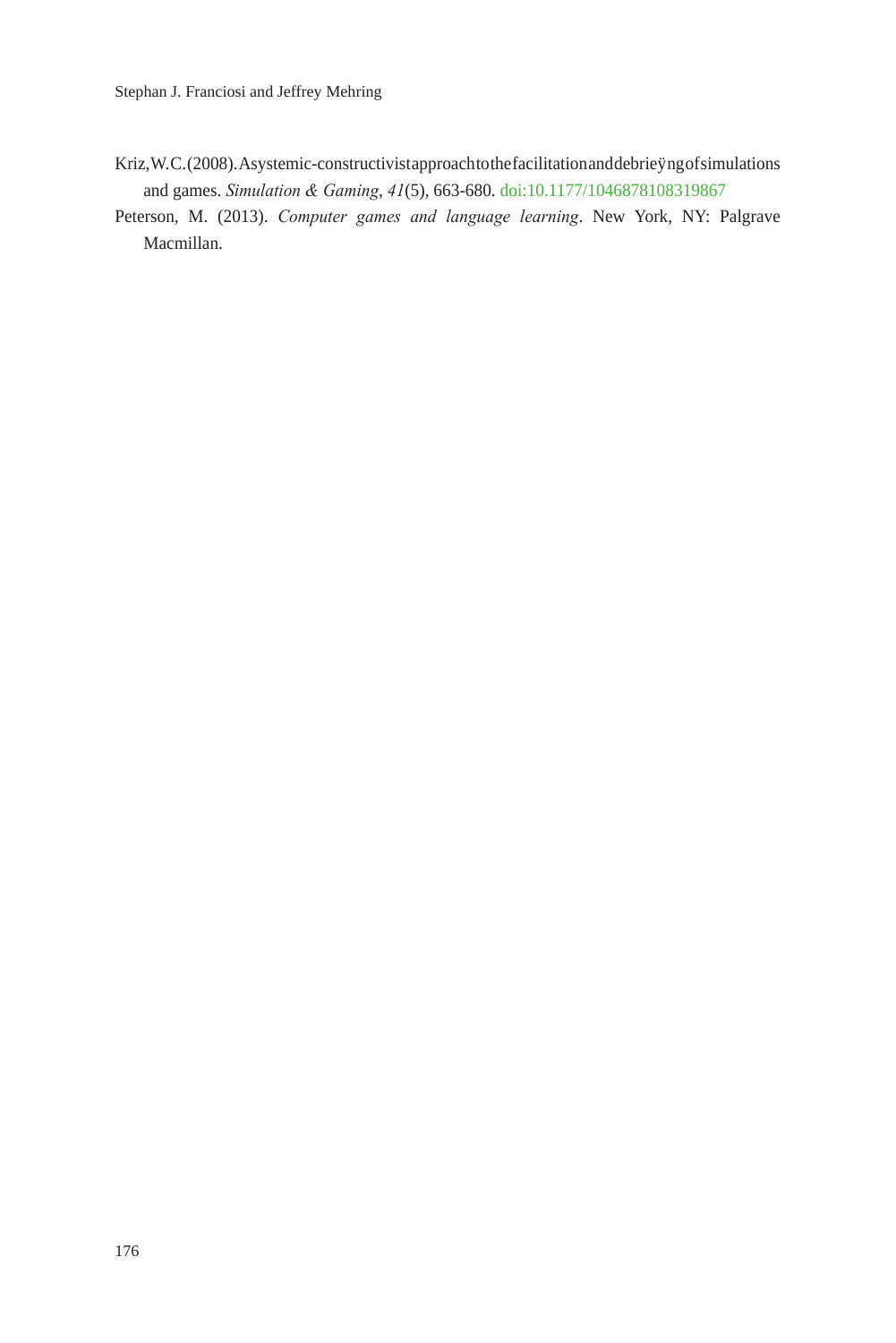Kriz, W. C. (2008). A systemic-constructivist approach to the facilitation and debrieÿng of simulations and games. *Simulation & Gaming*, *41*(5), 663-680. doi:10.1177/1046878108319867

Peterson, M. (2013). *Computer games and language learning*. New York, NY: Palgrave Macmillan.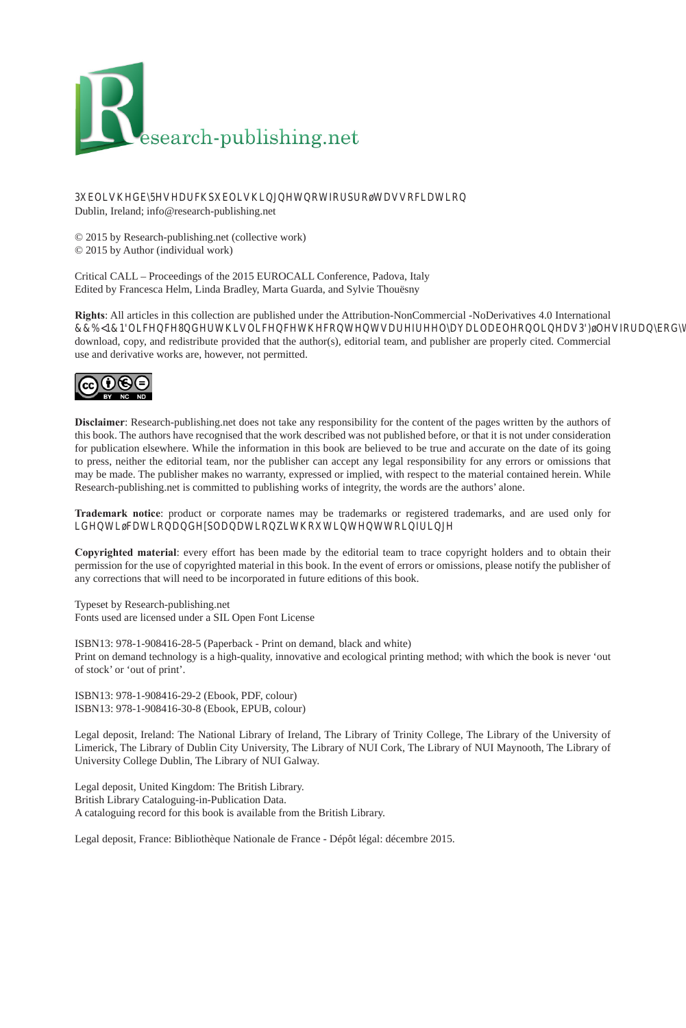3XEOLVKHGE\5HVHDUFKSXEOLVKLQJQHWQRWIRUSURøWDVVRFLDWLRQ
Dublin, Ireland; info@research-publishing.net

© 2015 by Research-publishing.net (collective work)
© 2015 by Author (individual work)

Critical CALL – Proceedings of the 2015 EUROCALL Conference, Padova, Italy
Edited by Francesca Helm, Linda Bradley, Marta Guarda, and Sylvie Thouësny

**Rights**: All articles in this collection are published under the Attribution-NonCommercial -NoDerivatives 4.0 International &&%<1&1'OLFHQFH8QGHUWKLVOLFHQFHWKHFRQWHQWVDUHIUHHO\DYDLODEOHRQOLQHDV3')øOHVIRUDQ\ERG\W download, copy, and redistribute provided that the author(s), editorial team, and publisher are properly cited. Commercial use and derivative works are, however, not permitted.

**Disclaimer**: Research-publishing.net does not take any responsibility for the content of the pages written by the authors of this book. The authors have recognised that the work described was not published before, or that it is not under consideration for publication elsewhere. While the information in this book are believed to be true and accurate on the date of its going to press, neither the editorial team, nor the publisher can accept any legal responsibility for any errors or omissions that may be made. The publisher makes no warranty, expressed or implied, with respect to the material contained herein. While Research-publishing.net is committed to publishing works of integrity, the words are the authors' alone.

**Trademark notice**: product or corporate names may be trademarks or registered trademarks, and are used only for LGHQWLøFDWLRQDQGH[SODQDWLRQZLWKRXWLQWHQWWRLQIULQJH

**Copyrighted material**: every effort has been made by the editorial team to trace copyright holders and to obtain their permission for the use of copyrighted material in this book. In the event of errors or omissions, please notify the publisher of any corrections that will need to be incorporated in future editions of this book.

Typeset by Research-publishing.net
Fonts used are licensed under a SIL Open Font License

ISBN13: 978-1-908416-28-5 (Paperback - Print on demand, black and white)
Print on demand technology is a high-quality, innovative and ecological printing method; with which the book is never 'out of stock' or 'out of print'.

ISBN13: 978-1-908416-29-2 (Ebook, PDF, colour)
ISBN13: 978-1-908416-30-8 (Ebook, EPUB, colour)

Legal deposit, Ireland: The National Library of Ireland, The Library of Trinity College, The Library of the University of Limerick, The Library of Dublin City University, The Library of NUI Cork, The Library of NUI Maynooth, The Library of University College Dublin, The Library of NUI Galway.

Legal deposit, United Kingdom: The British Library.
British Library Cataloguing-in-Publication Data.
A cataloguing record for this book is available from the British Library.

Legal deposit, France: Bibliothèque Nationale de France - Dépôt légal: décembre 2015.